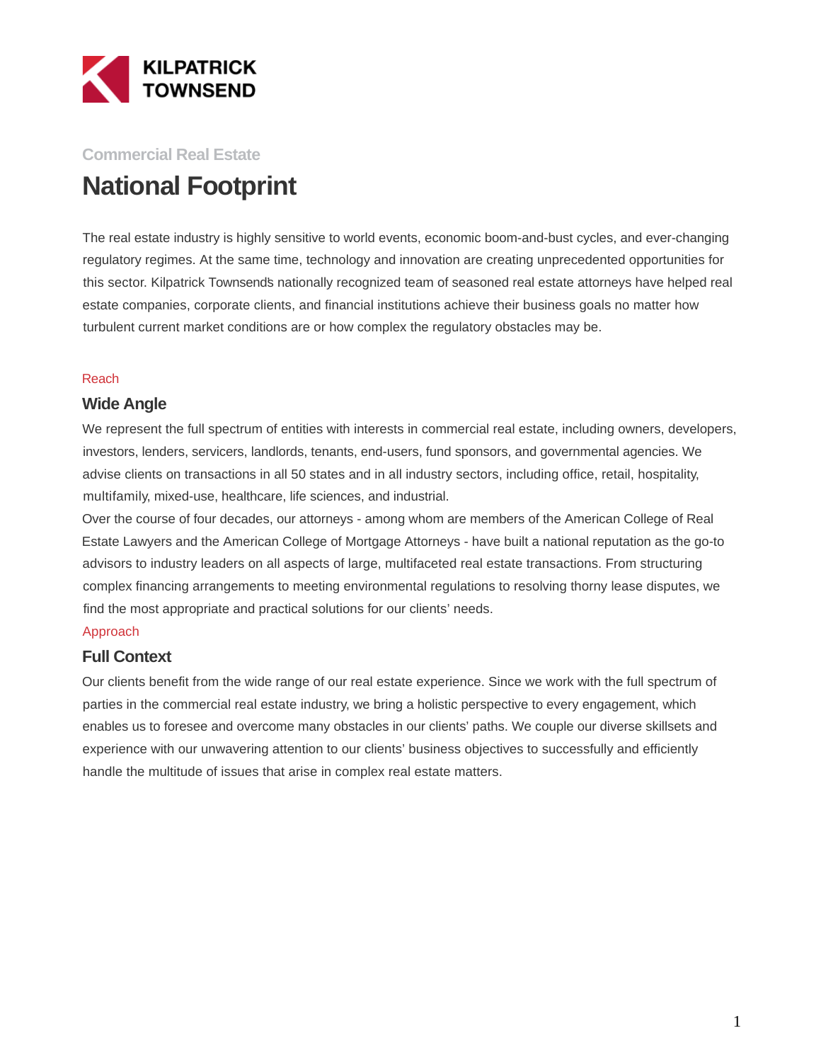KILPATRICK TOWNSEND

Commercial Real Estate

# National Footprint

The real estate industry is highly sensitive to world events, economic boom-and-bust cycles, and ever-changing regulatory regimes. At the same time, technology and innovation are creating unprecedented opportunities for this sector. Kilpatrick Townsend's nationally recognized team of seasoned real estate attorneys have helped real estate companies, corporate clients, and financial institutions achieve their business goals no matter how turbulent current market conditions are or how complex the regulatory obstacles may be.

Reach

## Wide Angle

We represent the full spectrum of entities with interests in commercial real estate, including owners, developers, investors, lenders, servicers, landlords, tenants, end-users, fund sponsors, and governmental agencies. We advise clients on transactions in all 50 states and in all industry sectors, including office, retail, hospitality, multifamily, mixed-use, healthcare, life sciences, and industrial.

Over the course of four decades, our attorneys - among whom are members of the American College of Real Estate Lawyers and the American College of Mortgage Attorneys - have built a national reputation as the go-to advisors to industry leaders on all aspects of large, multifaceted real estate transactions. From structuring complex financing arrangements to meeting environmental regulations to resolving thorny lease disputes, we find the most appropriate and practical solutions for our clients' needs.

Approach

## Full Context

Our clients benefit from the wide range of our real estate experience. Since we work with the full spectrum of parties in the commercial real estate industry, we bring a holistic perspective to every engagement, which enables us to foresee and overcome many obstacles in our clients' paths. We couple our diverse skillsets and experience with our unwavering attention to our clients' business objectives to successfully and efficiently handle the multitude of issues that arise in complex real estate matters.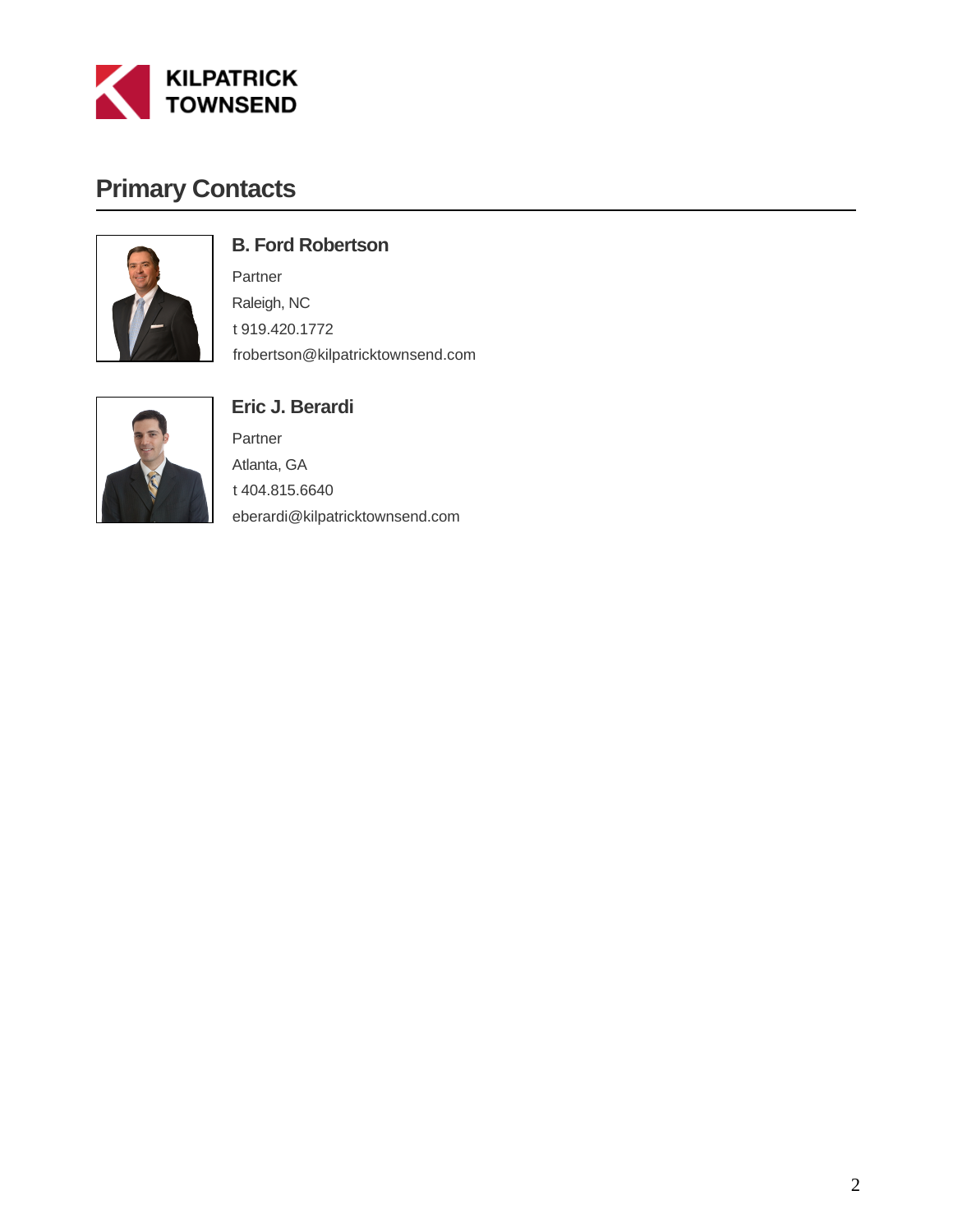# Primary Contacts

### B. Ford Robertson

Partner

Raleigh, NC

t 919.420.1772

frobertson@kilpatricktownsend.com

### Eric J. Berardi

Partner

Atlanta, GA

t 404.815.6640

eberardi@kilpatricktownsend.com